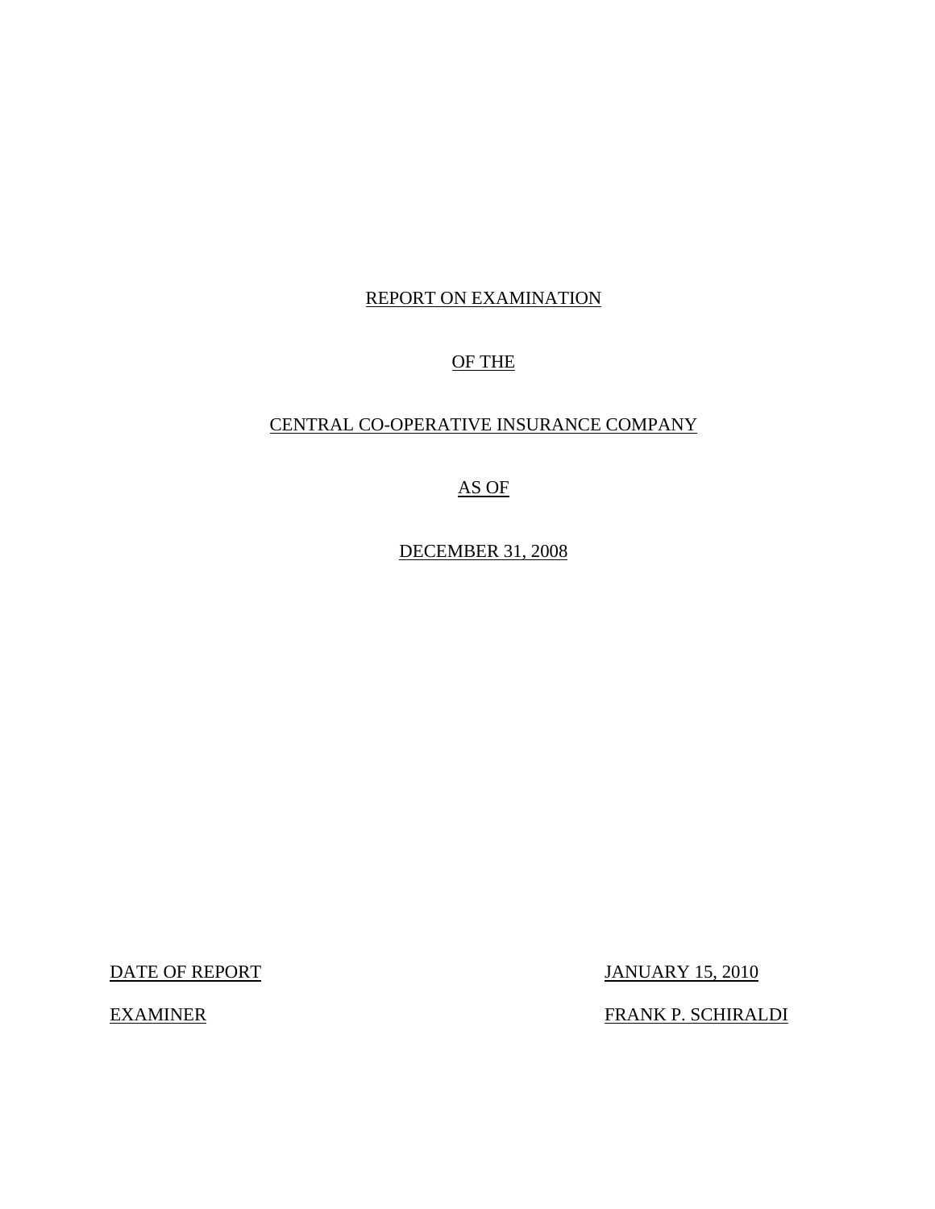REPORT ON EXAMINATION

OF THE

CENTRAL CO-OPERATIVE INSURANCE COMPANY

AS OF

DECEMBER 31, 2008

DATE OF REPORT JANUARY 15, 2010

EXAMINER FRANK P. SCHIRALDI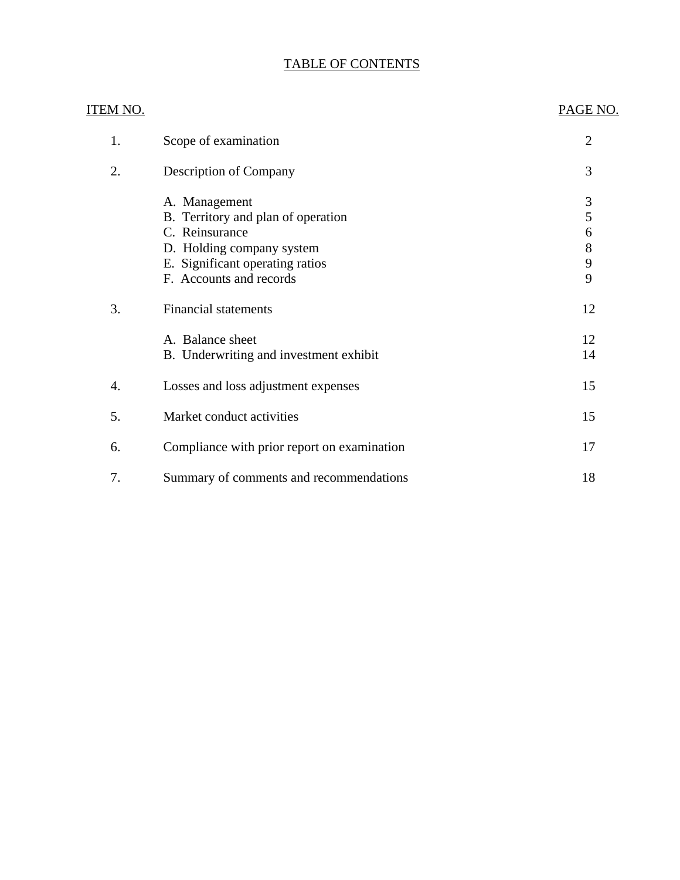# TABLE OF CONTENTS

| ITEM NO. | | PAGE NO. |
|---|---|---|
| 1. | Scope of examination | 2 |
| 2. | Description of Company | 3 |
| | A. Management | 3 |
| | B. Territory and plan of operation | 5 |
| | C. Reinsurance | 6 |
| | D. Holding company system | 8 |
| | E. Significant operating ratios | 9 |
| | F. Accounts and records | 9 |
| 3. | Financial statements | 12 |
| | A. Balance sheet | 12 |
| | B. Underwriting and investment exhibit | 14 |
| 4. | Losses and loss adjustment expenses | 15 |
| 5. | Market conduct activities | 15 |
| 6. | Compliance with prior report on examination | 17 |
| 7. | Summary of comments and recommendations | 18 |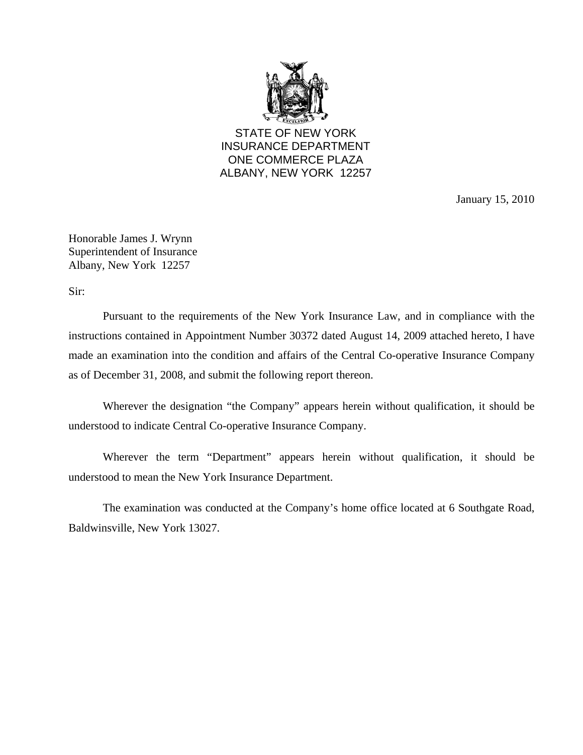STATE OF NEW YORK
INSURANCE DEPARTMENT
ONE COMMERCE PLAZA
ALBANY, NEW YORK 12257

January 15, 2010

Honorable James J. Wrynn
Superintendent of Insurance
Albany, New York 12257

Sir:

Pursuant to the requirements of the New York Insurance Law, and in compliance with the instructions contained in Appointment Number 30372 dated August 14, 2009 attached hereto, I have made an examination into the condition and affairs of the Central Co-operative Insurance Company as of December 31, 2008, and submit the following report thereon.

Wherever the designation "the Company" appears herein without qualification, it should be understood to indicate Central Co-operative Insurance Company.

Wherever the term "Department" appears herein without qualification, it should be understood to mean the New York Insurance Department.

The examination was conducted at the Company's home office located at 6 Southgate Road, Baldwinsville, New York 13027.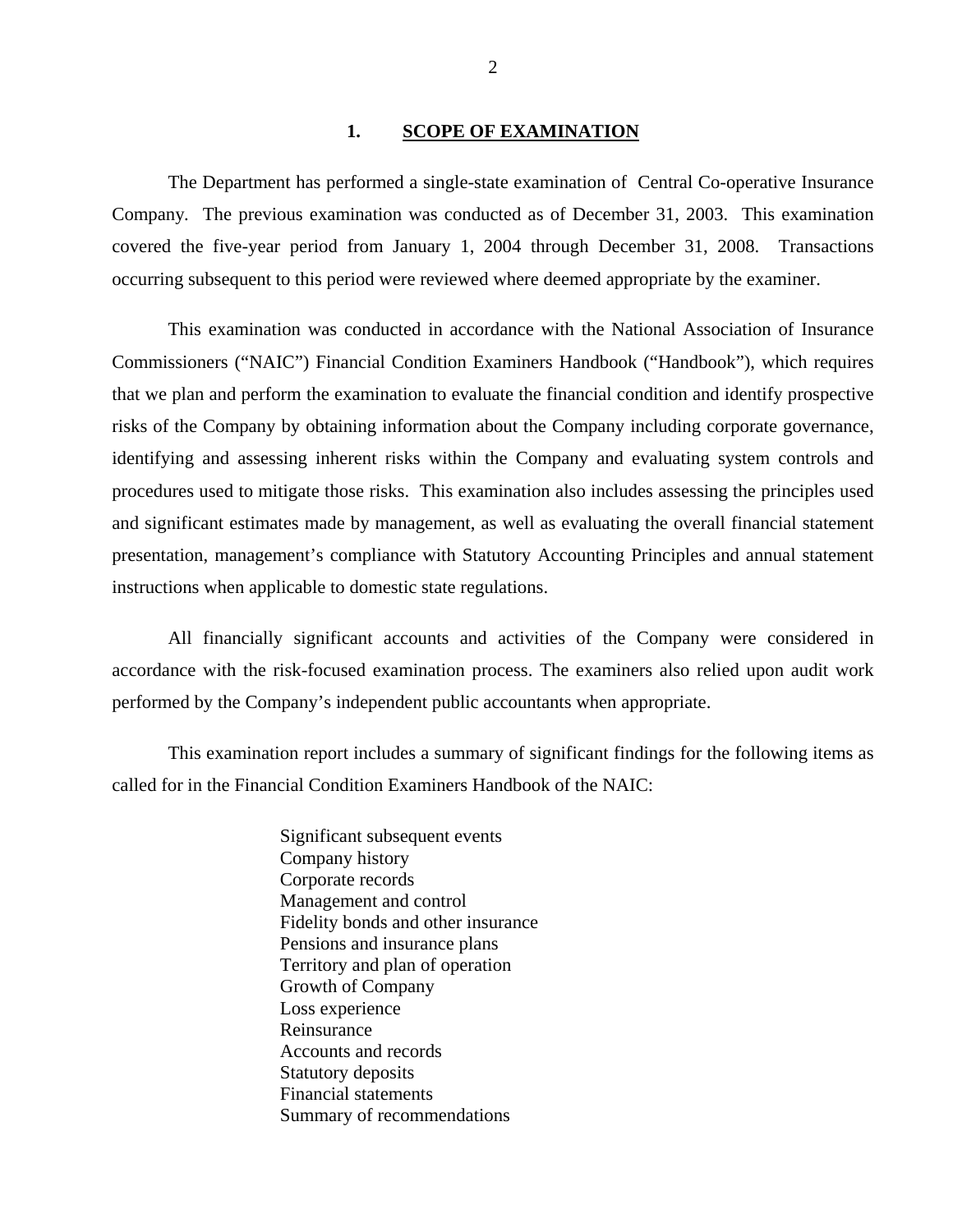## 1. SCOPE OF EXAMINATION

The Department has performed a single-state examination of Central Co-operative Insurance Company. The previous examination was conducted as of December 31, 2003. This examination covered the five-year period from January 1, 2004 through December 31, 2008. Transactions occurring subsequent to this period were reviewed where deemed appropriate by the examiner.

This examination was conducted in accordance with the National Association of Insurance Commissioners ("NAIC") Financial Condition Examiners Handbook ("Handbook"), which requires that we plan and perform the examination to evaluate the financial condition and identify prospective risks of the Company by obtaining information about the Company including corporate governance, identifying and assessing inherent risks within the Company and evaluating system controls and procedures used to mitigate those risks. This examination also includes assessing the principles used and significant estimates made by management, as well as evaluating the overall financial statement presentation, management's compliance with Statutory Accounting Principles and annual statement instructions when applicable to domestic state regulations.

All financially significant accounts and activities of the Company were considered in accordance with the risk-focused examination process. The examiners also relied upon audit work performed by the Company's independent public accountants when appropriate.

This examination report includes a summary of significant findings for the following items as called for in the Financial Condition Examiners Handbook of the NAIC:

Significant subsequent events
Company history
Corporate records
Management and control
Fidelity bonds and other insurance
Pensions and insurance plans
Territory and plan of operation
Growth of Company
Loss experience
Reinsurance
Accounts and records
Statutory deposits
Financial statements
Summary of recommendations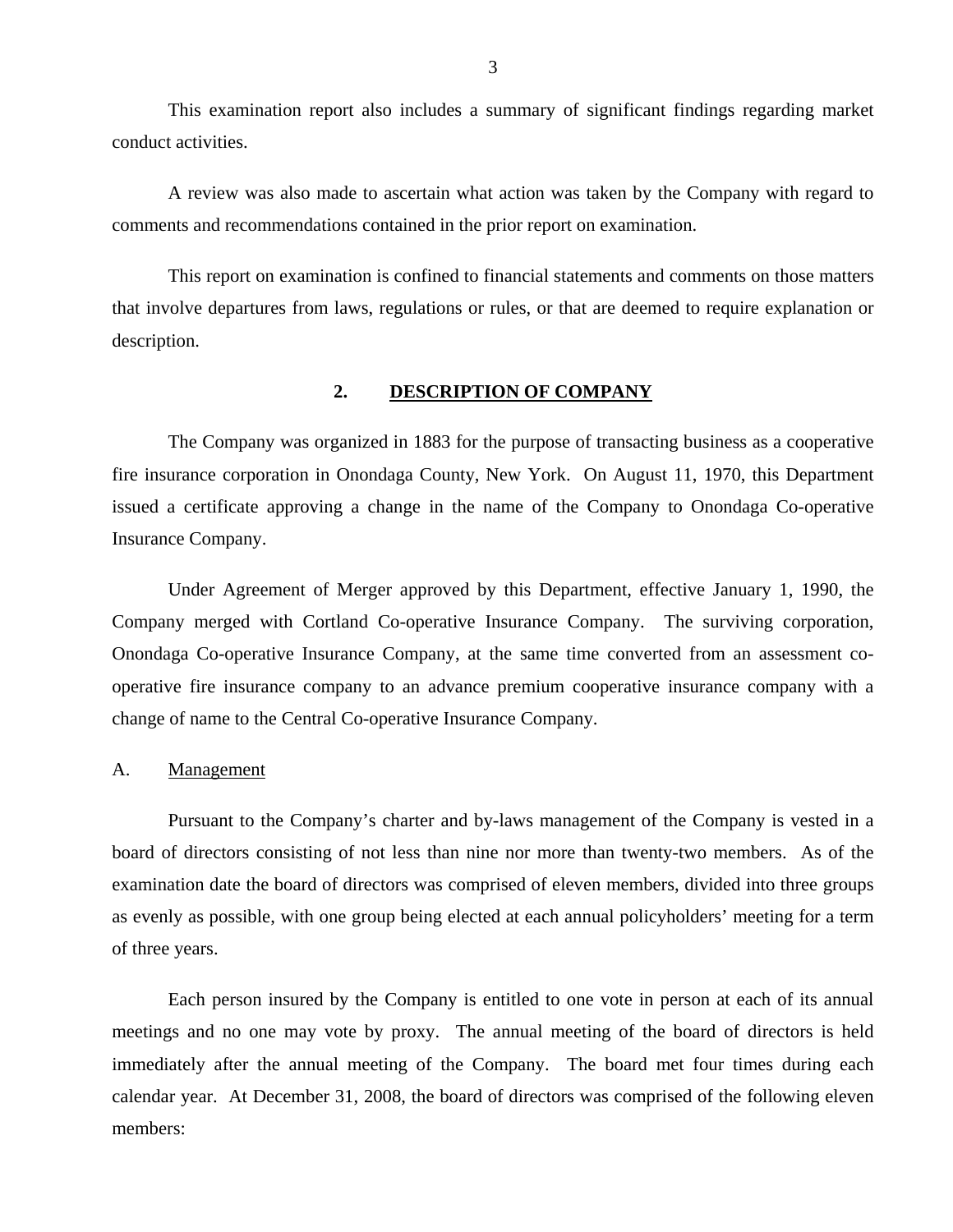This examination report also includes a summary of significant findings regarding market conduct activities.

A review was also made to ascertain what action was taken by the Company with regard to comments and recommendations contained in the prior report on examination.

This report on examination is confined to financial statements and comments on those matters that involve departures from laws, regulations or rules, or that are deemed to require explanation or description.

## 2. DESCRIPTION OF COMPANY

The Company was organized in 1883 for the purpose of transacting business as a cooperative fire insurance corporation in Onondaga County, New York. On August 11, 1970, this Department issued a certificate approving a change in the name of the Company to Onondaga Co-operative Insurance Company.

Under Agreement of Merger approved by this Department, effective January 1, 1990, the Company merged with Cortland Co-operative Insurance Company. The surviving corporation, Onondaga Co-operative Insurance Company, at the same time converted from an assessment co-operative fire insurance company to an advance premium cooperative insurance company with a change of name to the Central Co-operative Insurance Company.

### A. Management

Pursuant to the Company's charter and by-laws management of the Company is vested in a board of directors consisting of not less than nine nor more than twenty-two members. As of the examination date the board of directors was comprised of eleven members, divided into three groups as evenly as possible, with one group being elected at each annual policyholders' meeting for a term of three years.

Each person insured by the Company is entitled to one vote in person at each of its annual meetings and no one may vote by proxy. The annual meeting of the board of directors is held immediately after the annual meeting of the Company. The board met four times during each calendar year. At December 31, 2008, the board of directors was comprised of the following eleven members: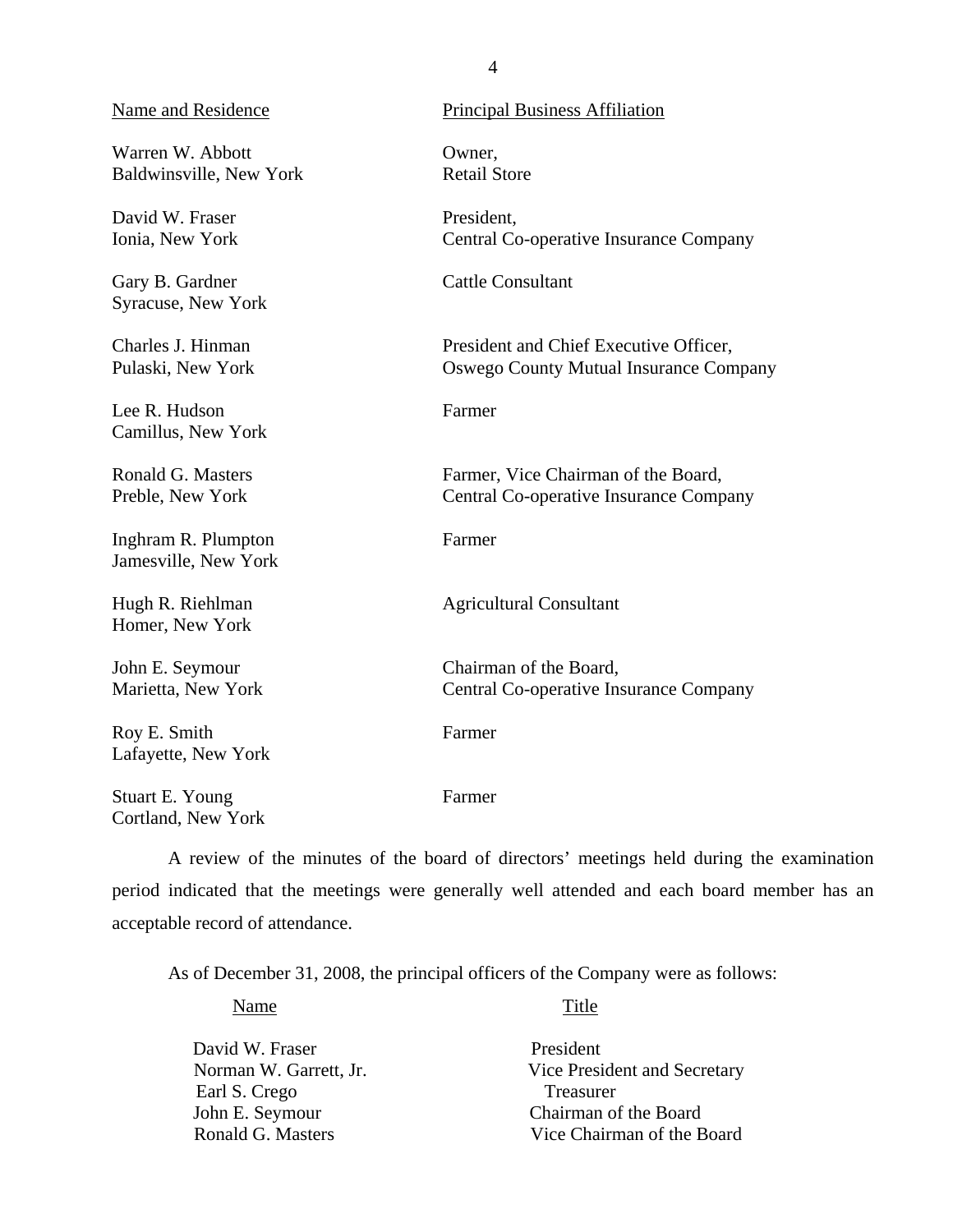| Name and Residence | Principal Business Affiliation |
|---|---|
| Warren W. Abbott<br>Baldwinsville, New York | Owner,<br>Retail Store |
| David W. Fraser<br>Ionia, New York | President,<br>Central Co-operative Insurance Company |
| Gary B. Gardner<br>Syracuse, New York | Cattle Consultant |
| Charles J. Hinman<br>Pulaski, New York | President and Chief Executive Officer,<br>Oswego County Mutual Insurance Company |
| Lee R. Hudson<br>Camillus, New York | Farmer |
| Ronald G. Masters<br>Preble, New York | Farmer, Vice Chairman of the Board,<br>Central Co-operative Insurance Company |
| Inghram R. Plumpton<br>Jamesville, New York | Farmer |
| Hugh R. Riehlman<br>Homer, New York | Agricultural Consultant |
| John E. Seymour<br>Marietta, New York | Chairman of the Board,<br>Central Co-operative Insurance Company |
| Roy E. Smith<br>Lafayette, New York | Farmer |
| Stuart E. Young<br>Cortland, New York | Farmer |

A review of the minutes of the board of directors' meetings held during the examination period indicated that the meetings were generally well attended and each board member has an acceptable record of attendance.

As of December 31, 2008, the principal officers of the Company were as follows:

| Name | Title |
|---|---|
| David W. Fraser | President |
| Norman W. Garrett, Jr. | Vice President and Secretary |
| Earl S. Crego | Treasurer |
| John E. Seymour | Chairman of the Board |
| Ronald G. Masters | Vice Chairman of the Board |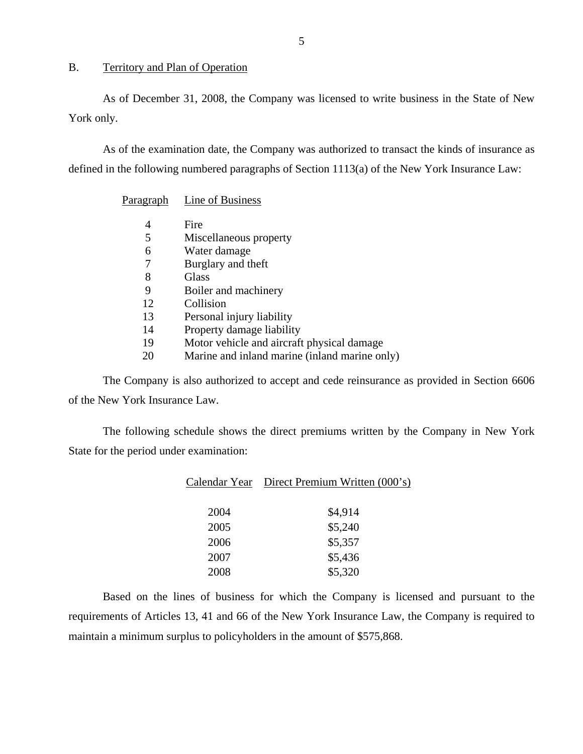## B. Territory and Plan of Operation

As of December 31, 2008, the Company was licensed to write business in the State of New York only.

As of the examination date, the Company was authorized to transact the kinds of insurance as defined in the following numbered paragraphs of Section 1113(a) of the New York Insurance Law:

| Paragraph | Line of Business |
|---|---|
| 4 | Fire |
| 5 | Miscellaneous property |
| 6 | Water damage |
| 7 | Burglary and theft |
| 8 | Glass |
| 9 | Boiler and machinery |
| 12 | Collision |
| 13 | Personal injury liability |
| 14 | Property damage liability |
| 19 | Motor vehicle and aircraft physical damage |
| 20 | Marine and inland marine (inland marine only) |

The Company is also authorized to accept and cede reinsurance as provided in Section 6606 of the New York Insurance Law.

The following schedule shows the direct premiums written by the Company in New York State for the period under examination:

| Calendar Year | Direct Premium Written (000's) |
|---|---|
| 2004 | $4,914 |
| 2005 | $5,240 |
| 2006 | $5,357 |
| 2007 | $5,436 |
| 2008 | $5,320 |

Based on the lines of business for which the Company is licensed and pursuant to the requirements of Articles 13, 41 and 66 of the New York Insurance Law, the Company is required to maintain a minimum surplus to policyholders in the amount of $575,868.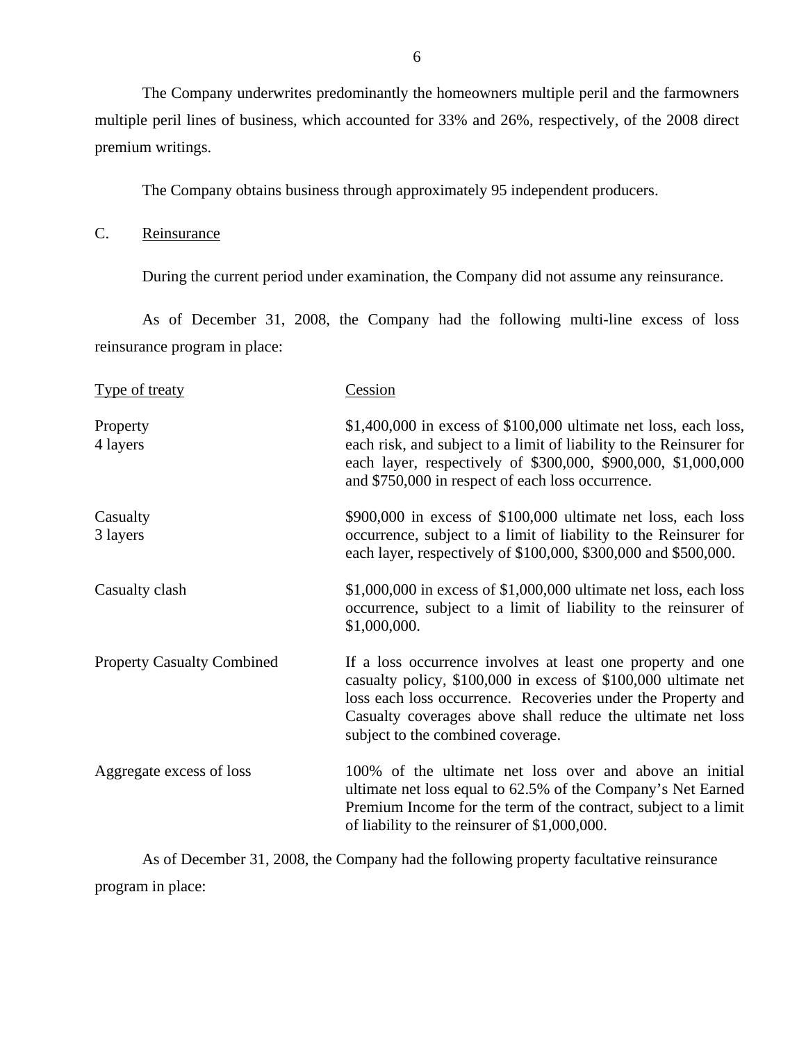The Company underwrites predominantly the homeowners multiple peril and the farmowners multiple peril lines of business, which accounted for 33% and 26%, respectively, of the 2008 direct premium writings.

The Company obtains business through approximately 95 independent producers.

## C. Reinsurance

During the current period under examination, the Company did not assume any reinsurance.

As of December 31, 2008, the Company had the following multi-line excess of loss reinsurance program in place:

| Type of treaty | Cession |
|---|---|
| Property<br>4 layers | $1,400,000 in excess of $100,000 ultimate net loss, each loss, each risk, and subject to a limit of liability to the Reinsurer for each layer, respectively of $300,000, $900,000, $1,000,000 and $750,000 in respect of each loss occurrence. |
| Casualty<br>3 layers | $900,000 in excess of $100,000 ultimate net loss, each loss occurrence, subject to a limit of liability to the Reinsurer for each layer, respectively of $100,000, $300,000 and $500,000. |
| Casualty clash | $1,000,000 in excess of $1,000,000 ultimate net loss, each loss occurrence, subject to a limit of liability to the reinsurer of $1,000,000. |
| Property Casualty Combined | If a loss occurrence involves at least one property and one casualty policy, $100,000 in excess of $100,000 ultimate net loss each loss occurrence. Recoveries under the Property and Casualty coverages above shall reduce the ultimate net loss subject to the combined coverage. |
| Aggregate excess of loss | 100% of the ultimate net loss over and above an initial ultimate net loss equal to 62.5% of the Company's Net Earned Premium Income for the term of the contract, subject to a limit of liability to the reinsurer of $1,000,000. |

As of December 31, 2008, the Company had the following property facultative reinsurance program in place: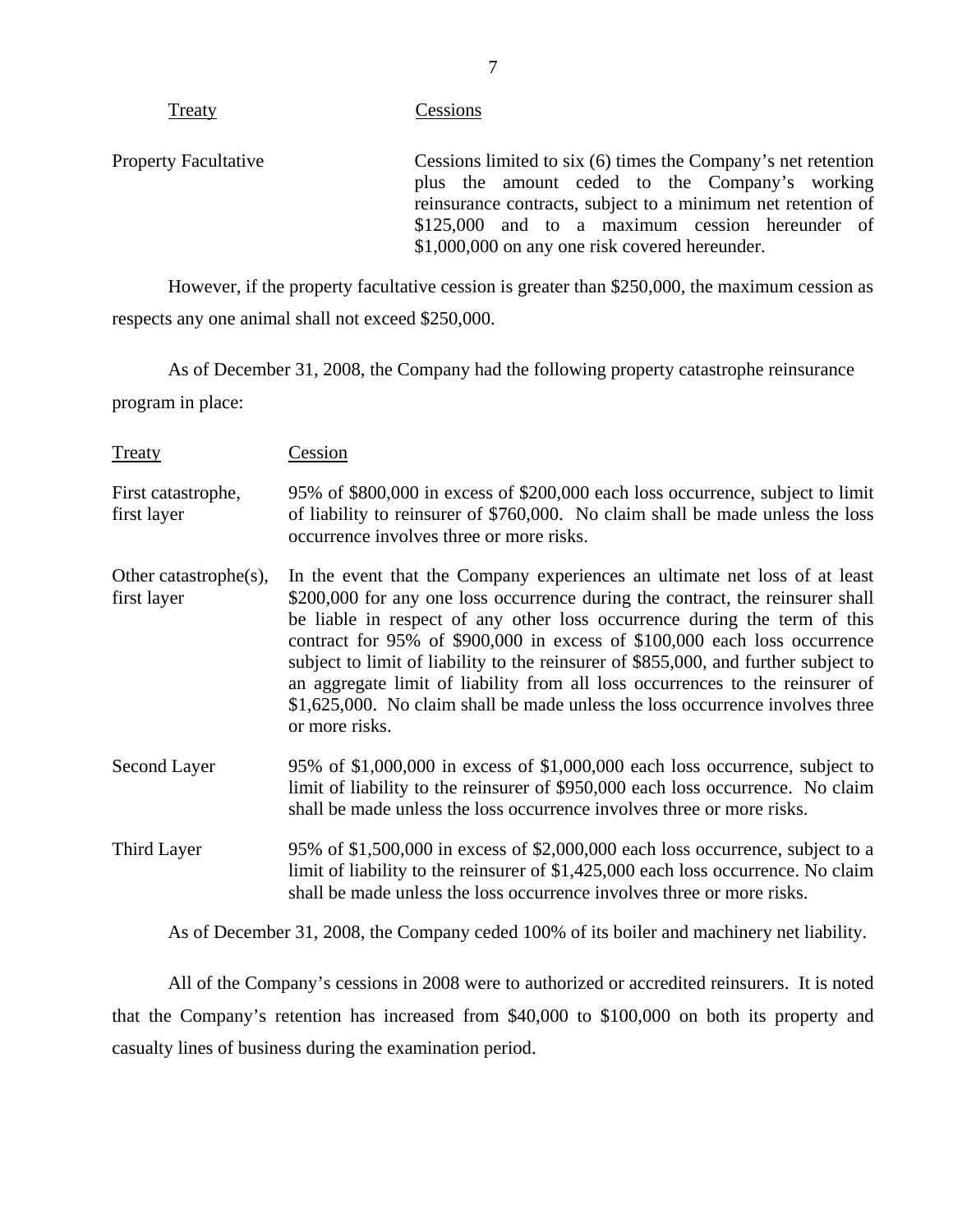| Treaty | Cessions |
|---|---|
| Property Facultative | Cessions limited to six (6) times the Company's net retention plus the amount ceded to the Company's working reinsurance contracts, subject to a minimum net retention of \$125,000 and to a maximum cession hereunder of \$1,000,000 on any one risk covered hereunder. |

However, if the property facultative cession is greater than \$250,000, the maximum cession as respects any one animal shall not exceed \$250,000.

As of December 31, 2008, the Company had the following property catastrophe reinsurance program in place:

| Treaty | Cession |
|---|---|
| First catastrophe, first layer | 95% of \$800,000 in excess of \$200,000 each loss occurrence, subject to limit of liability to reinsurer of \$760,000. No claim shall be made unless the loss occurrence involves three or more risks. |
| Other catastrophe(s), first layer | In the event that the Company experiences an ultimate net loss of at least \$200,000 for any one loss occurrence during the contract, the reinsurer shall be liable in respect of any other loss occurrence during the term of this contract for 95% of \$900,000 in excess of \$100,000 each loss occurrence subject to limit of liability to the reinsurer of \$855,000, and further subject to an aggregate limit of liability from all loss occurrences to the reinsurer of \$1,625,000. No claim shall be made unless the loss occurrence involves three or more risks. |
| Second Layer | 95% of \$1,000,000 in excess of \$1,000,000 each loss occurrence, subject to limit of liability to the reinsurer of \$950,000 each loss occurrence. No claim shall be made unless the loss occurrence involves three or more risks. |
| Third Layer | 95% of \$1,500,000 in excess of \$2,000,000 each loss occurrence, subject to a limit of liability to the reinsurer of \$1,425,000 each loss occurrence. No claim shall be made unless the loss occurrence involves three or more risks. |

As of December 31, 2008, the Company ceded 100% of its boiler and machinery net liability.

All of the Company's cessions in 2008 were to authorized or accredited reinsurers. It is noted that the Company's retention has increased from \$40,000 to \$100,000 on both its property and casualty lines of business during the examination period.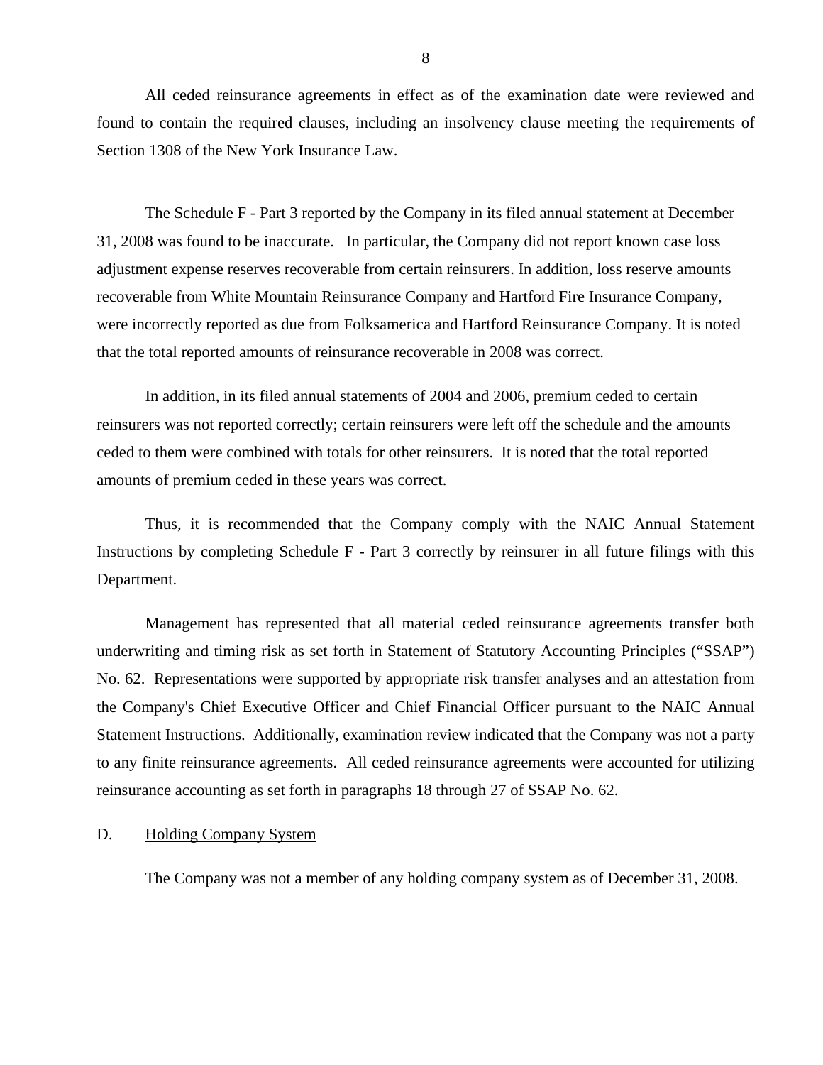All ceded reinsurance agreements in effect as of the examination date were reviewed and found to contain the required clauses, including an insolvency clause meeting the requirements of Section 1308 of the New York Insurance Law.

The Schedule F - Part 3 reported by the Company in its filed annual statement at December 31, 2008 was found to be inaccurate. In particular, the Company did not report known case loss adjustment expense reserves recoverable from certain reinsurers. In addition, loss reserve amounts recoverable from White Mountain Reinsurance Company and Hartford Fire Insurance Company, were incorrectly reported as due from Folksamerica and Hartford Reinsurance Company. It is noted that the total reported amounts of reinsurance recoverable in 2008 was correct.

In addition, in its filed annual statements of 2004 and 2006, premium ceded to certain reinsurers was not reported correctly; certain reinsurers were left off the schedule and the amounts ceded to them were combined with totals for other reinsurers. It is noted that the total reported amounts of premium ceded in these years was correct.

Thus, it is recommended that the Company comply with the NAIC Annual Statement Instructions by completing Schedule F - Part 3 correctly by reinsurer in all future filings with this Department.

Management has represented that all material ceded reinsurance agreements transfer both underwriting and timing risk as set forth in Statement of Statutory Accounting Principles ("SSAP") No. 62. Representations were supported by appropriate risk transfer analyses and an attestation from the Company's Chief Executive Officer and Chief Financial Officer pursuant to the NAIC Annual Statement Instructions. Additionally, examination review indicated that the Company was not a party to any finite reinsurance agreements. All ceded reinsurance agreements were accounted for utilizing reinsurance accounting as set forth in paragraphs 18 through 27 of SSAP No. 62.

## D. Holding Company System

The Company was not a member of any holding company system as of December 31, 2008.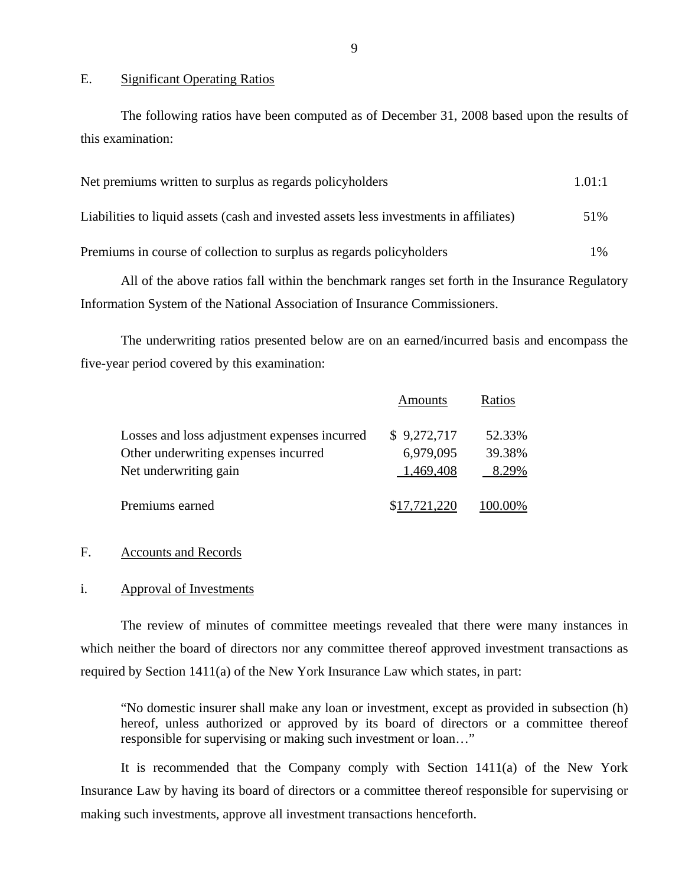## E. Significant Operating Ratios

The following ratios have been computed as of December 31, 2008 based upon the results of this examination:

| | |
|---|---|
| Net premiums written to surplus as regards policyholders | 1.01:1 |
| Liabilities to liquid assets (cash and invested assets less investments in affiliates) | 51% |
| Premiums in course of collection to surplus as regards policyholders | 1% |

All of the above ratios fall within the benchmark ranges set forth in the Insurance Regulatory Information System of the National Association of Insurance Commissioners.

The underwriting ratios presented below are on an earned/incurred basis and encompass the five-year period covered by this examination:

| | Amounts | Ratios |
|---|---|---|
| Losses and loss adjustment expenses incurred | $ 9,272,717 | 52.33% |
| Other underwriting expenses incurred | 6,979,095 | 39.38% |
| Net underwriting gain | 1,469,408 | 8.29% |
| Premiums earned | $17,721,220 | 100.00% |

## F. Accounts and Records

### i. Approval of Investments

The review of minutes of committee meetings revealed that there were many instances in which neither the board of directors nor any committee thereof approved investment transactions as required by Section 1411(a) of the New York Insurance Law which states, in part:

> "No domestic insurer shall make any loan or investment, except as provided in subsection (h) hereof, unless authorized or approved by its board of directors or a committee thereof responsible for supervising or making such investment or loan…"

It is recommended that the Company comply with Section 1411(a) of the New York Insurance Law by having its board of directors or a committee thereof responsible for supervising or making such investments, approve all investment transactions henceforth.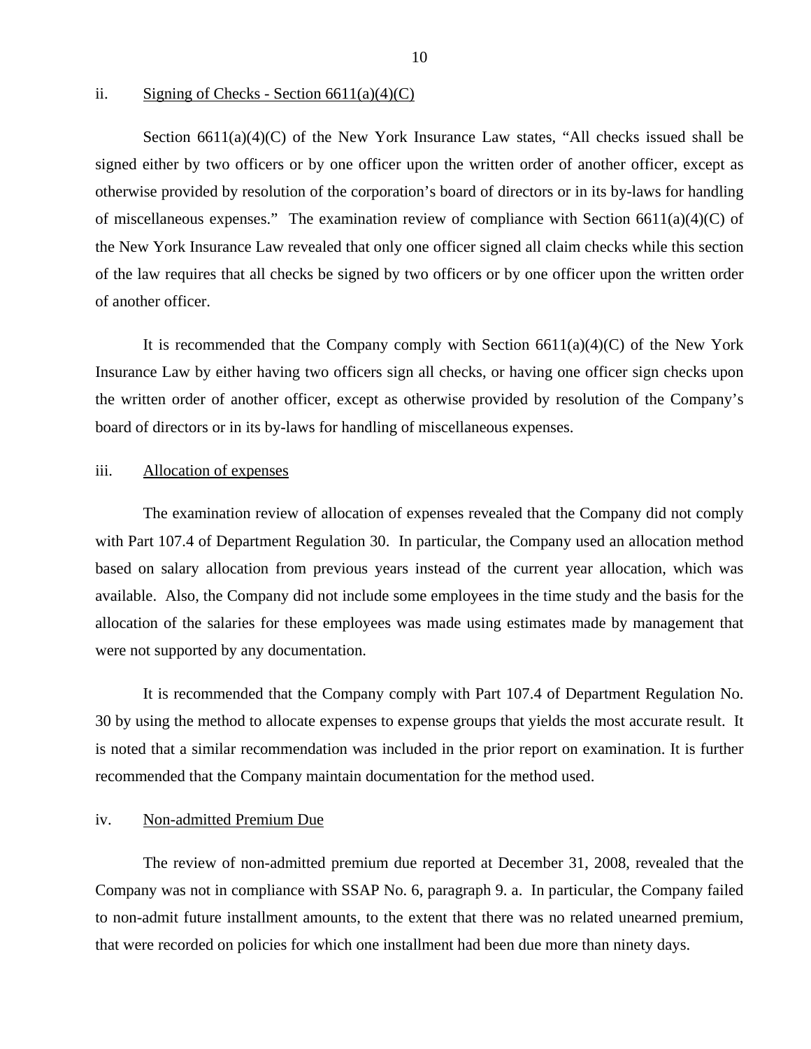ii. Signing of Checks - Section 6611(a)(4)(C)

Section 6611(a)(4)(C) of the New York Insurance Law states, "All checks issued shall be signed either by two officers or by one officer upon the written order of another officer, except as otherwise provided by resolution of the corporation's board of directors or in its by-laws for handling of miscellaneous expenses." The examination review of compliance with Section 6611(a)(4)(C) of the New York Insurance Law revealed that only one officer signed all claim checks while this section of the law requires that all checks be signed by two officers or by one officer upon the written order of another officer.

It is recommended that the Company comply with Section 6611(a)(4)(C) of the New York Insurance Law by either having two officers sign all checks, or having one officer sign checks upon the written order of another officer, except as otherwise provided by resolution of the Company's board of directors or in its by-laws for handling of miscellaneous expenses.

iii. Allocation of expenses

The examination review of allocation of expenses revealed that the Company did not comply with Part 107.4 of Department Regulation 30. In particular, the Company used an allocation method based on salary allocation from previous years instead of the current year allocation, which was available. Also, the Company did not include some employees in the time study and the basis for the allocation of the salaries for these employees was made using estimates made by management that were not supported by any documentation.

It is recommended that the Company comply with Part 107.4 of Department Regulation No. 30 by using the method to allocate expenses to expense groups that yields the most accurate result. It is noted that a similar recommendation was included in the prior report on examination. It is further recommended that the Company maintain documentation for the method used.

iv. Non-admitted Premium Due

The review of non-admitted premium due reported at December 31, 2008, revealed that the Company was not in compliance with SSAP No. 6, paragraph 9. a. In particular, the Company failed to non-admit future installment amounts, to the extent that there was no related unearned premium, that were recorded on policies for which one installment had been due more than ninety days.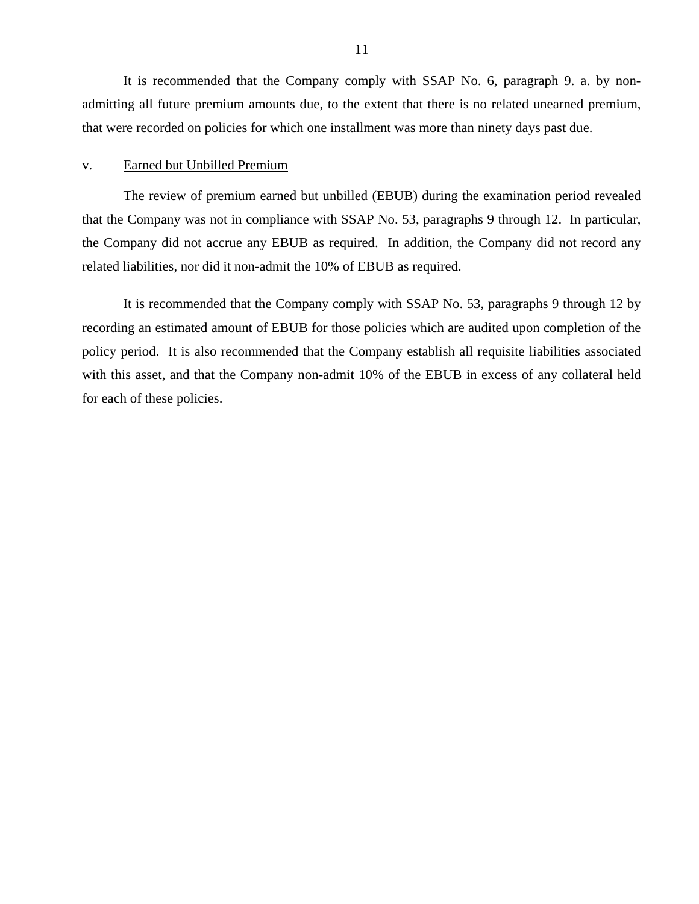It is recommended that the Company comply with SSAP No. 6, paragraph 9. a. by non-admitting all future premium amounts due, to the extent that there is no related unearned premium, that were recorded on policies for which one installment was more than ninety days past due.

v. Earned but Unbilled Premium

The review of premium earned but unbilled (EBUB) during the examination period revealed that the Company was not in compliance with SSAP No. 53, paragraphs 9 through 12. In particular, the Company did not accrue any EBUB as required. In addition, the Company did not record any related liabilities, nor did it non-admit the 10% of EBUB as required.

It is recommended that the Company comply with SSAP No. 53, paragraphs 9 through 12 by recording an estimated amount of EBUB for those policies which are audited upon completion of the policy period. It is also recommended that the Company establish all requisite liabilities associated with this asset, and that the Company non-admit 10% of the EBUB in excess of any collateral held for each of these policies.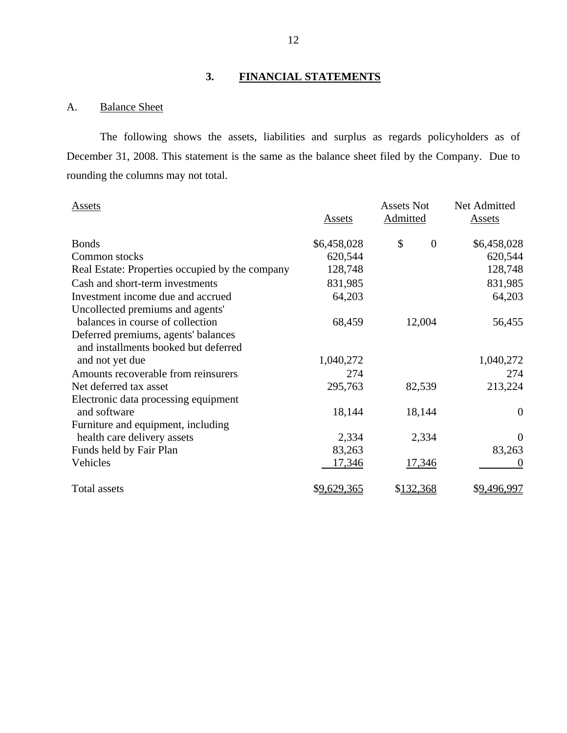## 3. FINANCIAL STATEMENTS

### A. Balance Sheet

The following shows the assets, liabilities and surplus as regards policyholders as of December 31, 2008. This statement is the same as the balance sheet filed by the Company. Due to rounding the columns may not total.

| Assets | Assets | Assets Not Admitted | Net Admitted Assets |
|---|---|---|---|
| Bonds | $6,458,028 | $ 0 | $6,458,028 |
| Common stocks | 620,544 | | 620,544 |
| Real Estate: Properties occupied by the company | 128,748 | | 128,748 |
| Cash and short-term investments | 831,985 | | 831,985 |
| Investment income due and accrued | 64,203 | | 64,203 |
| Uncollected premiums and agents' balances in course of collection | 68,459 | 12,004 | 56,455 |
| Deferred premiums, agents' balances and installments booked but deferred and not yet due | 1,040,272 | | 1,040,272 |
| Amounts recoverable from reinsurers | 274 | | 274 |
| Net deferred tax asset | 295,763 | 82,539 | 213,224 |
| Electronic data processing equipment and software | 18,144 | 18,144 | 0 |
| Furniture and equipment, including health care delivery assets | 2,334 | 2,334 | 0 |
| Funds held by Fair Plan | 83,263 | | 83,263 |
| Vehicles | 17,346 | 17,346 | 0 |
| Total assets | $9,629,365 | $132,368 | $9,496,997 |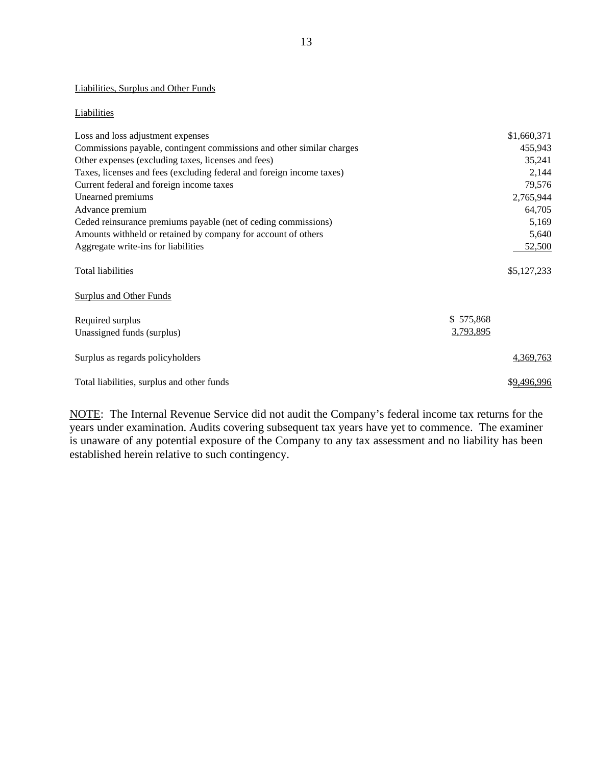Liabilities, Surplus and Other Funds

Liabilities

| | | |
|---|---|---|
| Loss and loss adjustment expenses | | $1,660,371 |
| Commissions payable, contingent commissions and other similar charges | | 455,943 |
| Other expenses (excluding taxes, licenses and fees) | | 35,241 |
| Taxes, licenses and fees (excluding federal and foreign income taxes) | | 2,144 |
| Current federal and foreign income taxes | | 79,576 |
| Unearned premiums | | 2,765,944 |
| Advance premium | | 64,705 |
| Ceded reinsurance premiums payable (net of ceding commissions) | | 5,169 |
| Amounts withheld or retained by company for account of others | | 5,640 |
| Aggregate write-ins for liabilities | | 52,500 |
| Total liabilities | | $5,127,233 |
| **Surplus and Other Funds** | | |
| Required surplus | $ 575,868 | |
| Unassigned funds (surplus) | 3,793,895 | |
| Surplus as regards policyholders | | 4,369,763 |
| Total liabilities, surplus and other funds | | $9,496,996 |

NOTE: The Internal Revenue Service did not audit the Company's federal income tax returns for the years under examination. Audits covering subsequent tax years have yet to commence. The examiner is unaware of any potential exposure of the Company to any tax assessment and no liability has been established herein relative to such contingency.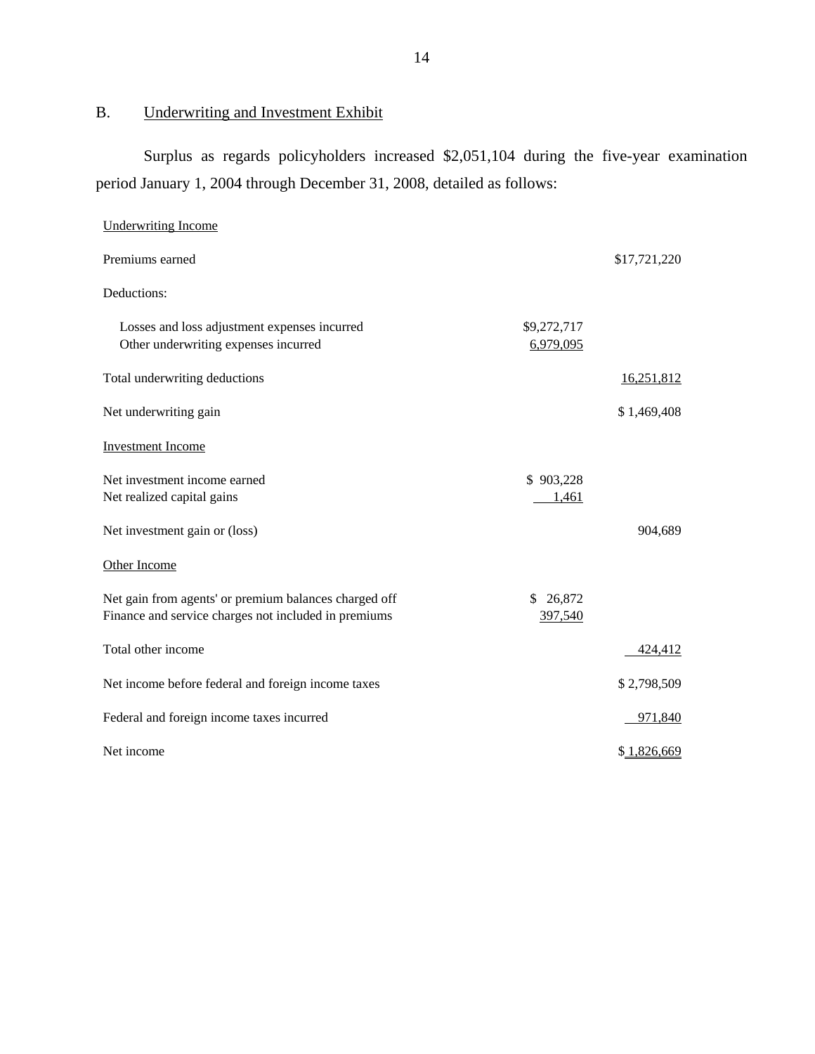## B. Underwriting and Investment Exhibit

Surplus as regards policyholders increased $2,051,104 during the five-year examination period January 1, 2004 through December 31, 2008, detailed as follows:

| | | |
|---|---|---|
| Underwriting Income | | |
| Premiums earned | | $17,721,220 |
| Deductions: | | |
| Losses and loss adjustment expenses incurred | $9,272,717 | |
| Other underwriting expenses incurred | 6,979,095 | |
| Total underwriting deductions | | 16,251,812 |
| Net underwriting gain | | $ 1,469,408 |
| Investment Income | | |
| Net investment income earned | $ 903,228 | |
| Net realized capital gains | 1,461 | |
| Net investment gain or (loss) | | 904,689 |
| Other Income | | |
| Net gain from agents' or premium balances charged off | $ 26,872 | |
| Finance and service charges not included in premiums | 397,540 | |
| Total other income | | 424,412 |
| Net income before federal and foreign income taxes | | $ 2,798,509 |
| Federal and foreign income taxes incurred | | 971,840 |
| Net income | | $ 1,826,669 |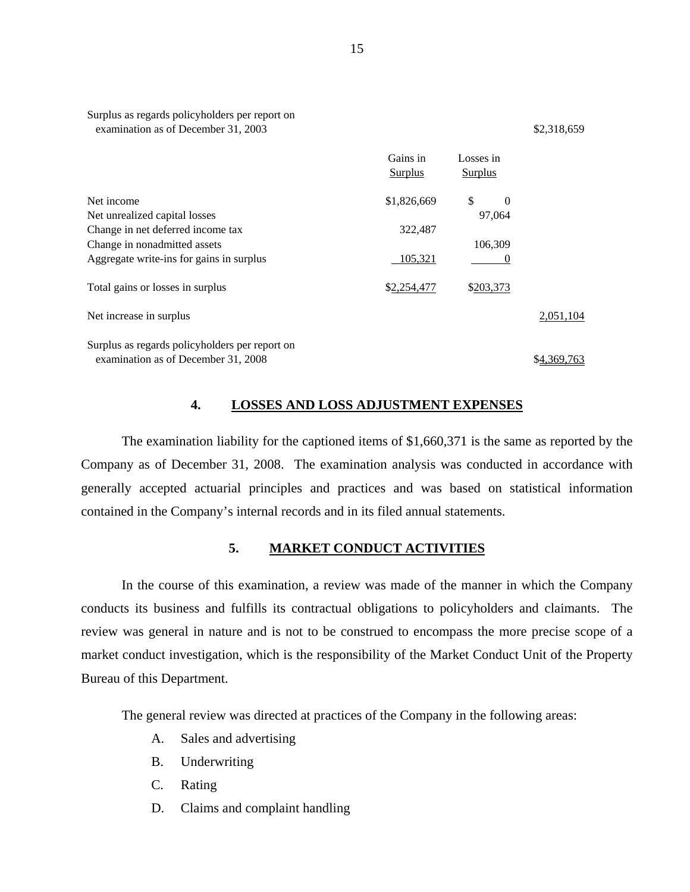| | Gains in Surplus | Losses in Surplus | |
|---|---|---|---|
| Surplus as regards policyholders per report on examination as of December 31, 2003 | | | $2,318,659 |
| Net income | $1,826,669 | $ 0 | |
| Net unrealized capital losses | | 97,064 | |
| Change in net deferred income tax | 322,487 | | |
| Change in nonadmitted assets | | 106,309 | |
| Aggregate write-ins for gains in surplus | 105,321 | 0 | |
| Total gains or losses in surplus | $2,254,477 | $203,373 | |
| Net increase in surplus | | | 2,051,104 |
| Surplus as regards policyholders per report on examination as of December 31, 2008 | | | $4,369,763 |

## 4. LOSSES AND LOSS ADJUSTMENT EXPENSES

The examination liability for the captioned items of $1,660,371 is the same as reported by the Company as of December 31, 2008. The examination analysis was conducted in accordance with generally accepted actuarial principles and practices and was based on statistical information contained in the Company's internal records and in its filed annual statements.

## 5. MARKET CONDUCT ACTIVITIES

In the course of this examination, a review was made of the manner in which the Company conducts its business and fulfills its contractual obligations to policyholders and claimants. The review was general in nature and is not to be construed to encompass the more precise scope of a market conduct investigation, which is the responsibility of the Market Conduct Unit of the Property Bureau of this Department.

The general review was directed at practices of the Company in the following areas:

A. Sales and advertising
B. Underwriting
C. Rating
D. Claims and complaint handling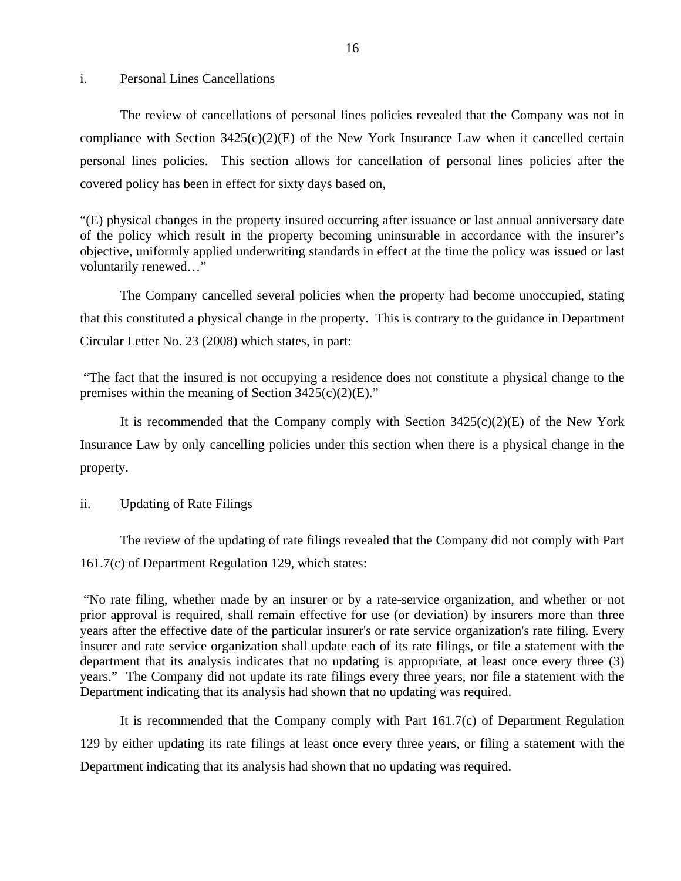i. Personal Lines Cancellations

The review of cancellations of personal lines policies revealed that the Company was not in compliance with Section 3425(c)(2)(E) of the New York Insurance Law when it cancelled certain personal lines policies. This section allows for cancellation of personal lines policies after the covered policy has been in effect for sixty days based on,

"(E) physical changes in the property insured occurring after issuance or last annual anniversary date of the policy which result in the property becoming uninsurable in accordance with the insurer's objective, uniformly applied underwriting standards in effect at the time the policy was issued or last voluntarily renewed…"

The Company cancelled several policies when the property had become unoccupied, stating that this constituted a physical change in the property. This is contrary to the guidance in Department Circular Letter No. 23 (2008) which states, in part:

"The fact that the insured is not occupying a residence does not constitute a physical change to the premises within the meaning of Section 3425(c)(2)(E)."

It is recommended that the Company comply with Section 3425(c)(2)(E) of the New York Insurance Law by only cancelling policies under this section when there is a physical change in the property.

ii. Updating of Rate Filings

The review of the updating of rate filings revealed that the Company did not comply with Part 161.7(c) of Department Regulation 129, which states:

"No rate filing, whether made by an insurer or by a rate-service organization, and whether or not prior approval is required, shall remain effective for use (or deviation) by insurers more than three years after the effective date of the particular insurer's or rate service organization's rate filing. Every insurer and rate service organization shall update each of its rate filings, or file a statement with the department that its analysis indicates that no updating is appropriate, at least once every three (3) years." The Company did not update its rate filings every three years, nor file a statement with the Department indicating that its analysis had shown that no updating was required.

It is recommended that the Company comply with Part 161.7(c) of Department Regulation 129 by either updating its rate filings at least once every three years, or filing a statement with the Department indicating that its analysis had shown that no updating was required.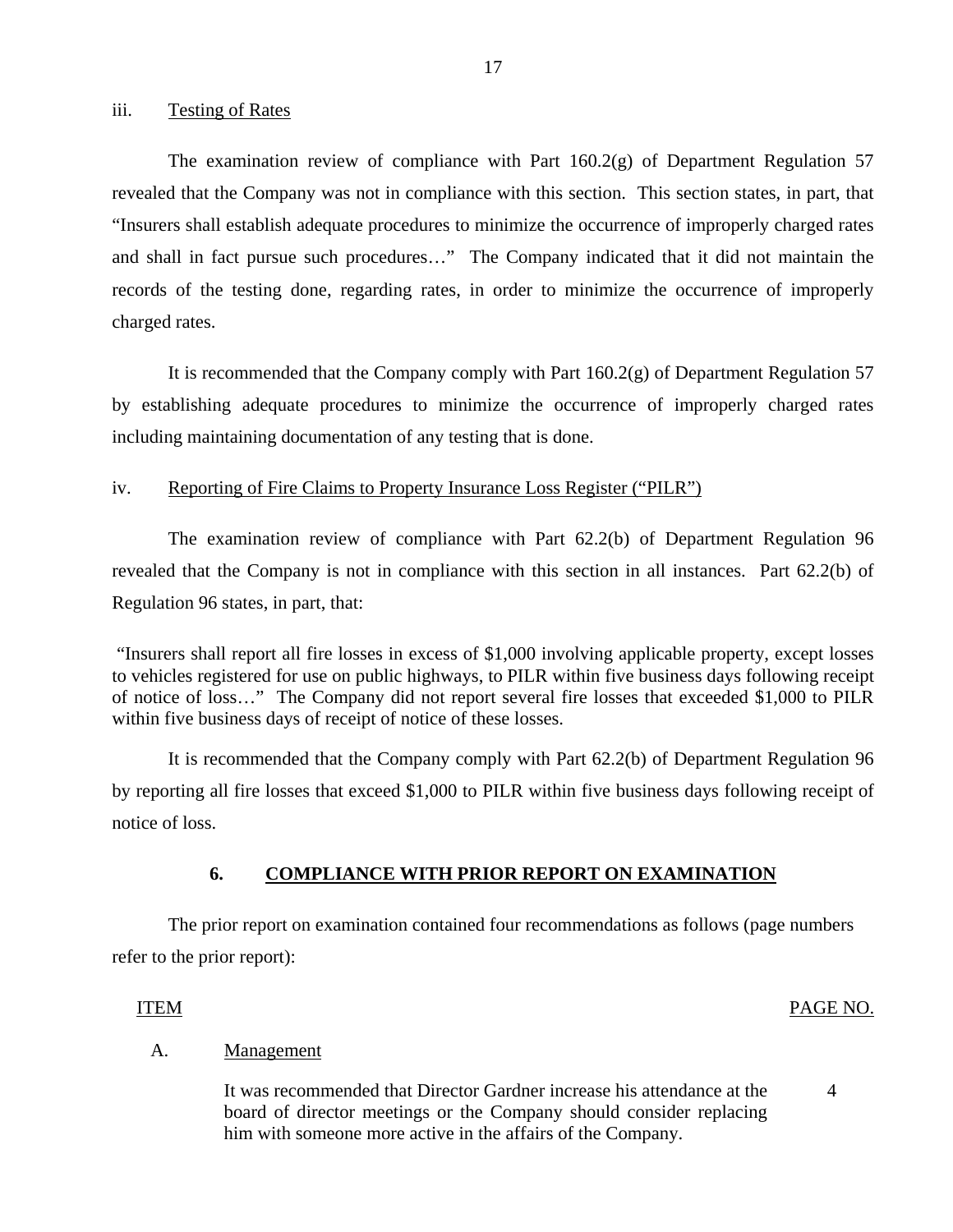iii. Testing of Rates

The examination review of compliance with Part 160.2(g) of Department Regulation 57 revealed that the Company was not in compliance with this section. This section states, in part, that "Insurers shall establish adequate procedures to minimize the occurrence of improperly charged rates and shall in fact pursue such procedures…" The Company indicated that it did not maintain the records of the testing done, regarding rates, in order to minimize the occurrence of improperly charged rates.

It is recommended that the Company comply with Part 160.2(g) of Department Regulation 57 by establishing adequate procedures to minimize the occurrence of improperly charged rates including maintaining documentation of any testing that is done.

iv. Reporting of Fire Claims to Property Insurance Loss Register ("PILR")

The examination review of compliance with Part 62.2(b) of Department Regulation 96 revealed that the Company is not in compliance with this section in all instances. Part 62.2(b) of Regulation 96 states, in part, that:

"Insurers shall report all fire losses in excess of $1,000 involving applicable property, except losses to vehicles registered for use on public highways, to PILR within five business days following receipt of notice of loss…" The Company did not report several fire losses that exceeded $1,000 to PILR within five business days of receipt of notice of these losses.

It is recommended that the Company comply with Part 62.2(b) of Department Regulation 96 by reporting all fire losses that exceed $1,000 to PILR within five business days following receipt of notice of loss.

## 6. COMPLIANCE WITH PRIOR REPORT ON EXAMINATION

The prior report on examination contained four recommendations as follows (page numbers refer to the prior report):

| ITEM | | PAGE NO. |
|---|---|---|
| A. | Management | |
| | It was recommended that Director Gardner increase his attendance at the board of director meetings or the Company should consider replacing him with someone more active in the affairs of the Company. | 4 |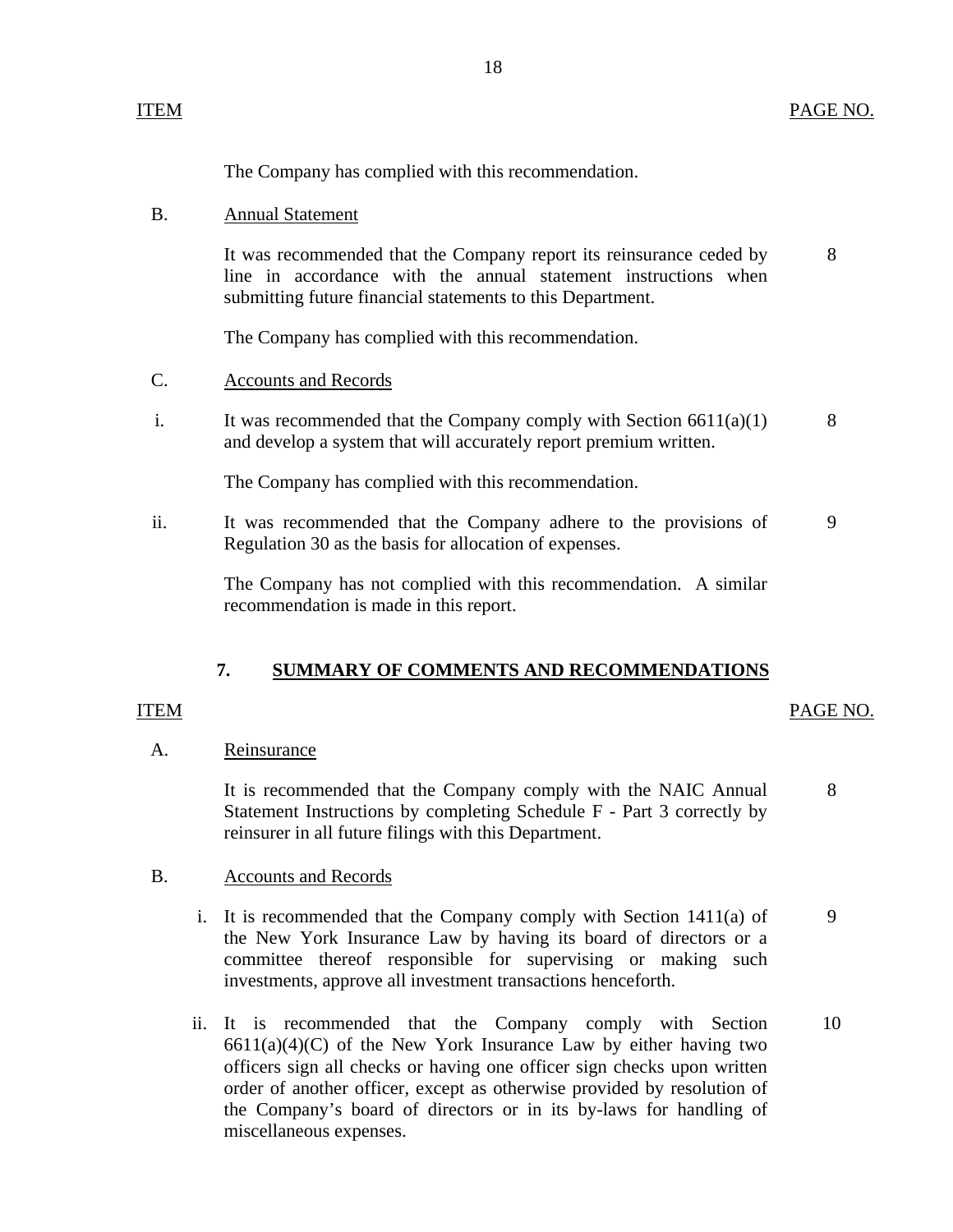| ITEM | | PAGE NO. |
|---|---|---|
| | The Company has complied with this recommendation. | |
| B. | Annual Statement | |
| | It was recommended that the Company report its reinsurance ceded by line in accordance with the annual statement instructions when submitting future financial statements to this Department. | 8 |
| | The Company has complied with this recommendation. | |
| C. | Accounts and Records | |
| i. | It was recommended that the Company comply with Section 6611(a)(1) and develop a system that will accurately report premium written. | 8 |
| | The Company has complied with this recommendation. | |
| ii. | It was recommended that the Company adhere to the provisions of Regulation 30 as the basis for allocation of expenses. | 9 |
| | The Company has not complied with this recommendation. A similar recommendation is made in this report. | |

## 7. SUMMARY OF COMMENTS AND RECOMMENDATIONS

| ITEM | | PAGE NO. |
|---|---|---|
| A. | Reinsurance | |
| | It is recommended that the Company comply with the NAIC Annual Statement Instructions by completing Schedule F - Part 3 correctly by reinsurer in all future filings with this Department. | 8 |
| B. | Accounts and Records | |
| i. | It is recommended that the Company comply with Section 1411(a) of the New York Insurance Law by having its board of directors or a committee thereof responsible for supervising or making such investments, approve all investment transactions henceforth. | 9 |
| ii. | It is recommended that the Company comply with Section 6611(a)(4)(C) of the New York Insurance Law by either having two officers sign all checks or having one officer sign checks upon written order of another officer, except as otherwise provided by resolution of the Company's board of directors or in its by-laws for handling of miscellaneous expenses. | 10 |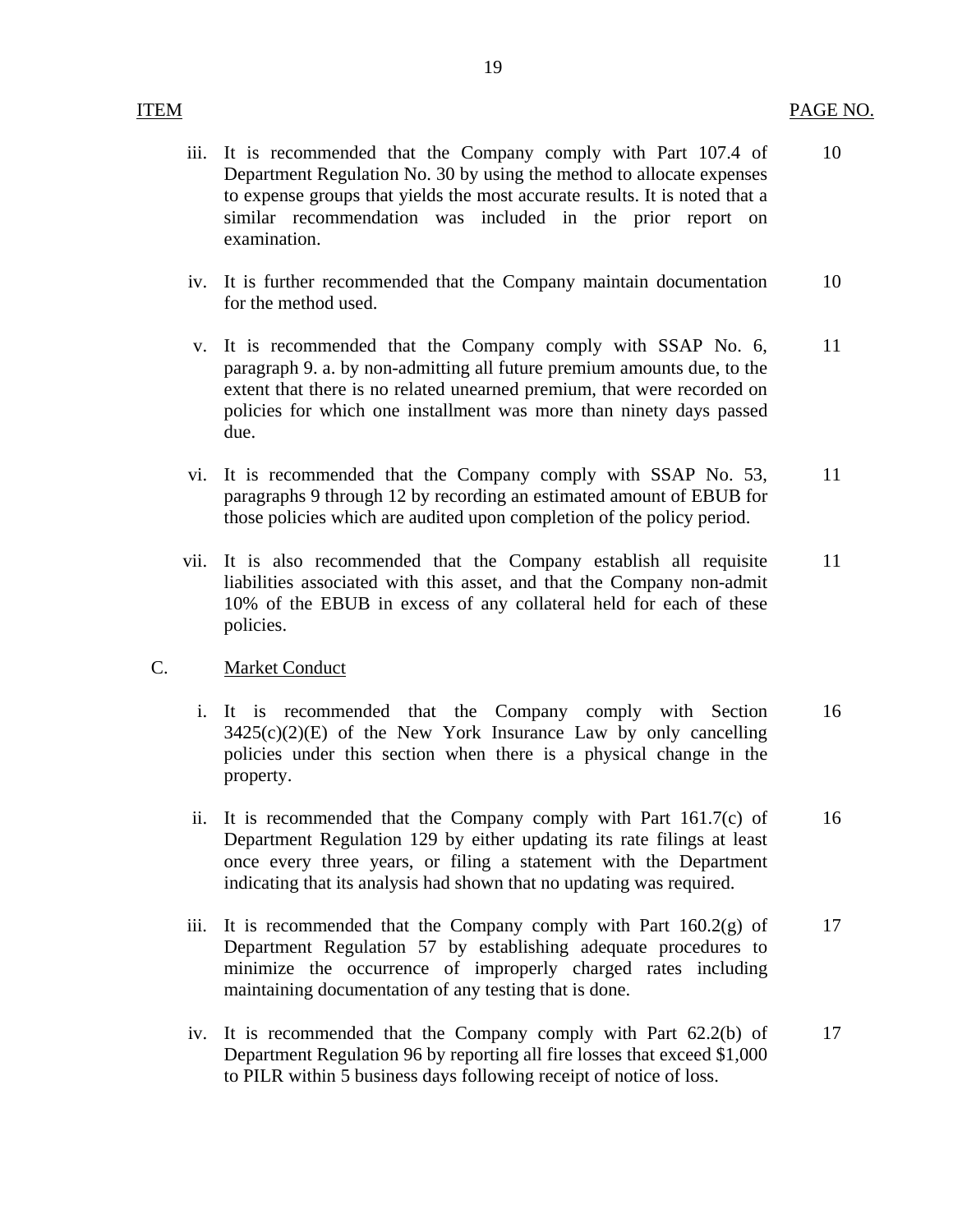| ITEM | | PAGE NO. |
|---|---|---|
| iii. | It is recommended that the Company comply with Part 107.4 of Department Regulation No. 30 by using the method to allocate expenses to expense groups that yields the most accurate results. It is noted that a similar recommendation was included in the prior report on examination. | 10 |
| iv. | It is further recommended that the Company maintain documentation for the method used. | 10 |
| v. | It is recommended that the Company comply with SSAP No. 6, paragraph 9. a. by non-admitting all future premium amounts due, to the extent that there is no related unearned premium, that were recorded on policies for which one installment was more than ninety days passed due. | 11 |
| vi. | It is recommended that the Company comply with SSAP No. 53, paragraphs 9 through 12 by recording an estimated amount of EBUB for those policies which are audited upon completion of the policy period. | 11 |
| vii. | It is also recommended that the Company establish all requisite liabilities associated with this asset, and that the Company non-admit 10% of the EBUB in excess of any collateral held for each of these policies. | 11 |
| C. | Market Conduct | |
| i. | It is recommended that the Company comply with Section 3425(c)(2)(E) of the New York Insurance Law by only cancelling policies under this section when there is a physical change in the property. | 16 |
| ii. | It is recommended that the Company comply with Part 161.7(c) of Department Regulation 129 by either updating its rate filings at least once every three years, or filing a statement with the Department indicating that its analysis had shown that no updating was required. | 16 |
| iii. | It is recommended that the Company comply with Part 160.2(g) of Department Regulation 57 by establishing adequate procedures to minimize the occurrence of improperly charged rates including maintaining documentation of any testing that is done. | 17 |
| iv. | It is recommended that the Company comply with Part 62.2(b) of Department Regulation 96 by reporting all fire losses that exceed $1,000 to PILR within 5 business days following receipt of notice of loss. | 17 |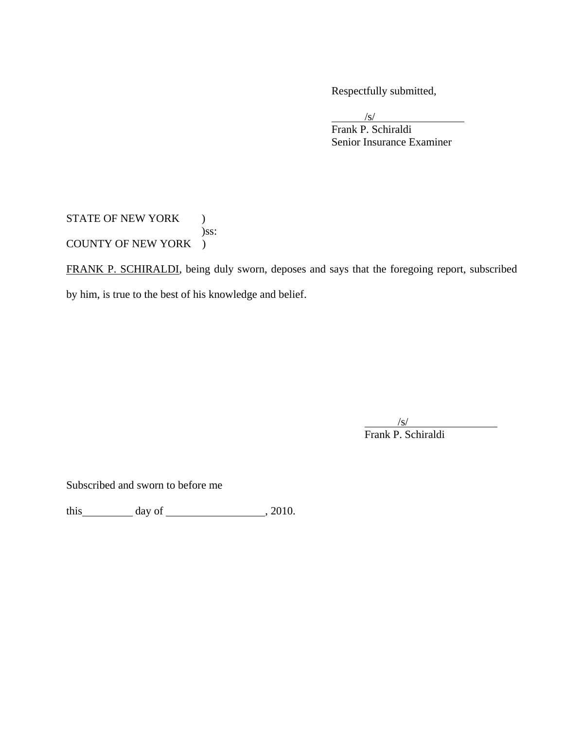Respectfully submitted,

/s/
Frank P. Schiraldi
Senior Insurance Examiner

STATE OF NEW YORK )
)ss:
COUNTY OF NEW YORK )

FRANK P. SCHIRALDI, being duly sworn, deposes and says that the foregoing report, subscribed by him, is true to the best of his knowledge and belief.

/s/
Frank P. Schiraldi

Subscribed and sworn to before me

this__________ day of ___________________, 2010.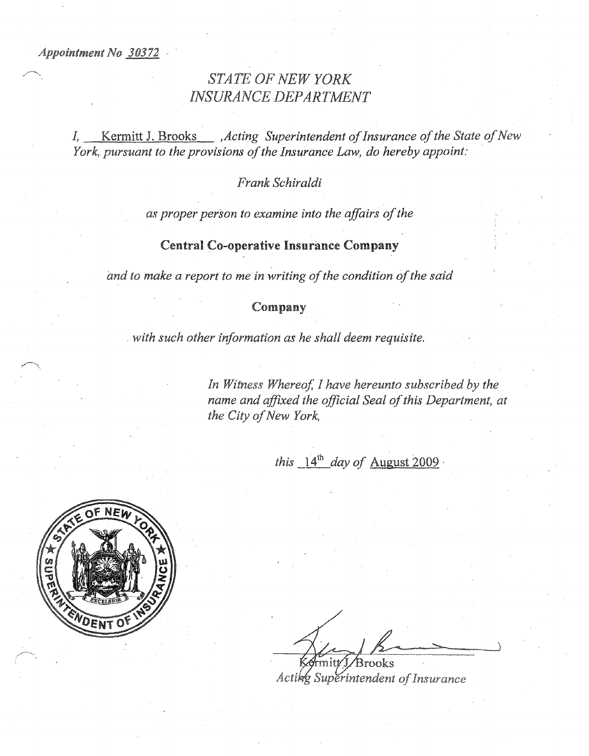*Appointment No 30372*

# *STATE OF NEW YORK*
# *INSURANCE DEPARTMENT*

*I,* Kermitt J. Brooks *, Acting Superintendent of Insurance of the State of New York, pursuant to the provisions of the Insurance Law, do hereby appoint:*

*Frank Schiraldi*

*as proper person to examine into the affairs of the*

**Central Co-operative Insurance Company**

*and to make a report to me in writing of the condition of the said*

**Company**

*with such other information as he shall deem requisite.*

*In Witness Whereof, I have hereunto subscribed by the name and affixed the official Seal of this Department, at the City of New York,*

*this* 14th *day of* August 2009

STATE OF NEW YORK ★ SUPERINTENDENT OF INSURANCE ★ EXCELSIOR

Kermitt J. Brooks
*Acting Superintendent of Insurance*